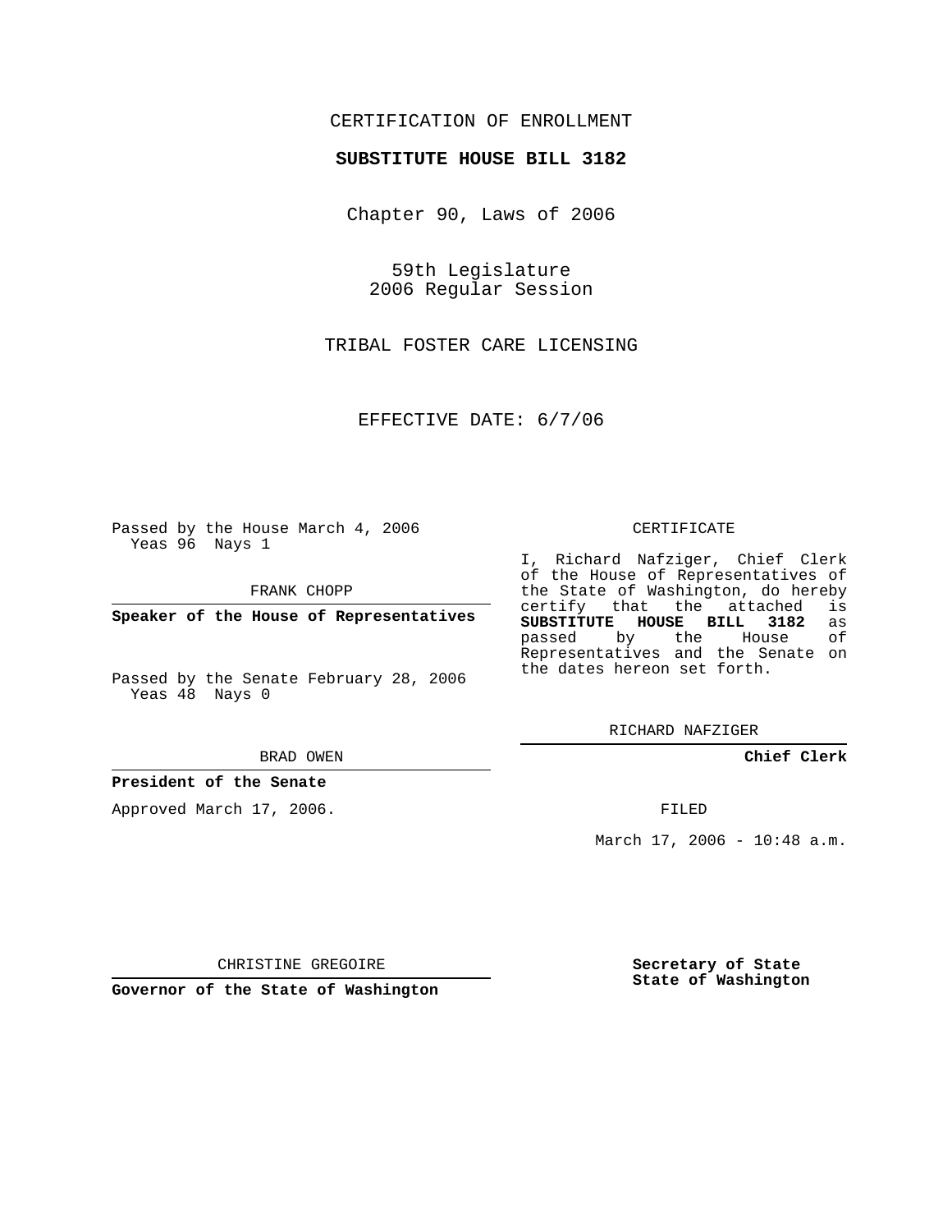CERTIFICATION OF ENROLLMENT

**SUBSTITUTE HOUSE BILL 3182**

Chapter 90, Laws of 2006

59th Legislature
2006 Regular Session

TRIBAL FOSTER CARE LICENSING

EFFECTIVE DATE: 6/7/06

Passed by the House March 4, 2006
Yeas 96 Nays 1

FRANK CHOPP

**Speaker of the House of Representatives**

Passed by the Senate February 28, 2006
Yeas 48 Nays 0

BRAD OWEN

**President of the Senate**

Approved March 17, 2006.

CHRISTINE GREGOIRE

**Governor of the State of Washington**

CERTIFICATE

I, Richard Nafziger, Chief Clerk of the House of Representatives of the State of Washington, do hereby certify that the attached is **SUBSTITUTE HOUSE BILL 3182** as passed by the House of Representatives and the Senate on the dates hereon set forth.

RICHARD NAFZIGER

**Chief Clerk**

FILED

March 17, 2006 - 10:48 a.m.

**Secretary of State**
**State of Washington**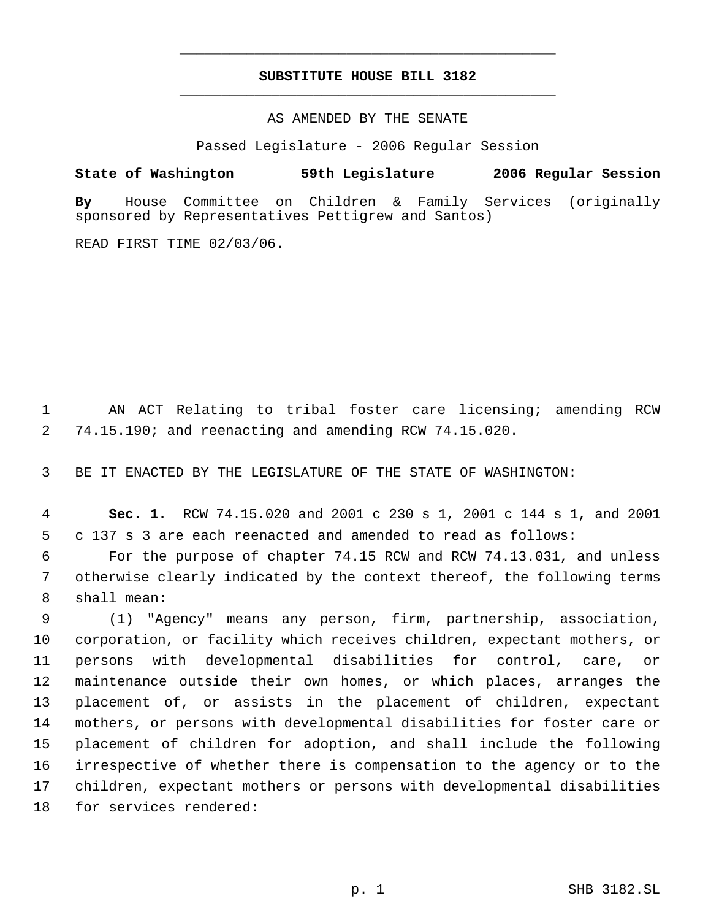# SUBSTITUTE HOUSE BILL 3182

AS AMENDED BY THE SENATE

Passed Legislature - 2006 Regular Session

**State of Washington 59th Legislature 2006 Regular Session**

**By** House Committee on Children & Family Services (originally sponsored by Representatives Pettigrew and Santos)

READ FIRST TIME 02/03/06.

1 AN ACT Relating to tribal foster care licensing; amending RCW
2 74.15.190; and reenacting and amending RCW 74.15.020.

3 BE IT ENACTED BY THE LEGISLATURE OF THE STATE OF WASHINGTON:

4 **Sec. 1.** RCW 74.15.020 and 2001 c 230 s 1, 2001 c 144 s 1, and 2001
5 c 137 s 3 are each reenacted and amended to read as follows:

6 For the purpose of chapter 74.15 RCW and RCW 74.13.031, and unless
7 otherwise clearly indicated by the context thereof, the following terms
8 shall mean:

9 (1) "Agency" means any person, firm, partnership, association,
10 corporation, or facility which receives children, expectant mothers, or
11 persons with developmental disabilities for control, care, or
12 maintenance outside their own homes, or which places, arranges the
13 placement of, or assists in the placement of children, expectant
14 mothers, or persons with developmental disabilities for foster care or
15 placement of children for adoption, and shall include the following
16 irrespective of whether there is compensation to the agency or to the
17 children, expectant mothers or persons with developmental disabilities
18 for services rendered: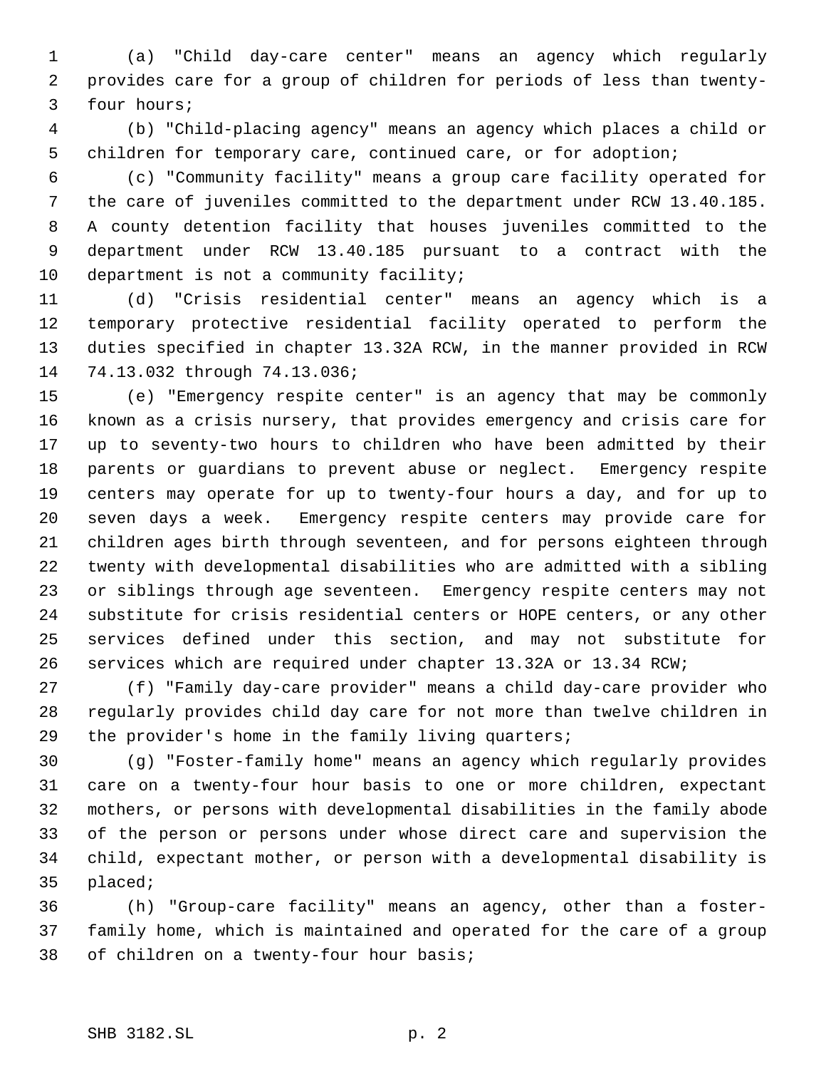(a) "Child day-care center" means an agency which regularly provides care for a group of children for periods of less than twenty-four hours;

(b) "Child-placing agency" means an agency which places a child or children for temporary care, continued care, or for adoption;

(c) "Community facility" means a group care facility operated for the care of juveniles committed to the department under RCW 13.40.185. A county detention facility that houses juveniles committed to the department under RCW 13.40.185 pursuant to a contract with the department is not a community facility;

(d) "Crisis residential center" means an agency which is a temporary protective residential facility operated to perform the duties specified in chapter 13.32A RCW, in the manner provided in RCW 74.13.032 through 74.13.036;

(e) "Emergency respite center" is an agency that may be commonly known as a crisis nursery, that provides emergency and crisis care for up to seventy-two hours to children who have been admitted by their parents or guardians to prevent abuse or neglect. Emergency respite centers may operate for up to twenty-four hours a day, and for up to seven days a week. Emergency respite centers may provide care for children ages birth through seventeen, and for persons eighteen through twenty with developmental disabilities who are admitted with a sibling or siblings through age seventeen. Emergency respite centers may not substitute for crisis residential centers or HOPE centers, or any other services defined under this section, and may not substitute for services which are required under chapter 13.32A or 13.34 RCW;

(f) "Family day-care provider" means a child day-care provider who regularly provides child day care for not more than twelve children in the provider's home in the family living quarters;

(g) "Foster-family home" means an agency which regularly provides care on a twenty-four hour basis to one or more children, expectant mothers, or persons with developmental disabilities in the family abode of the person or persons under whose direct care and supervision the child, expectant mother, or person with a developmental disability is placed;

(h) "Group-care facility" means an agency, other than a foster-family home, which is maintained and operated for the care of a group of children on a twenty-four hour basis;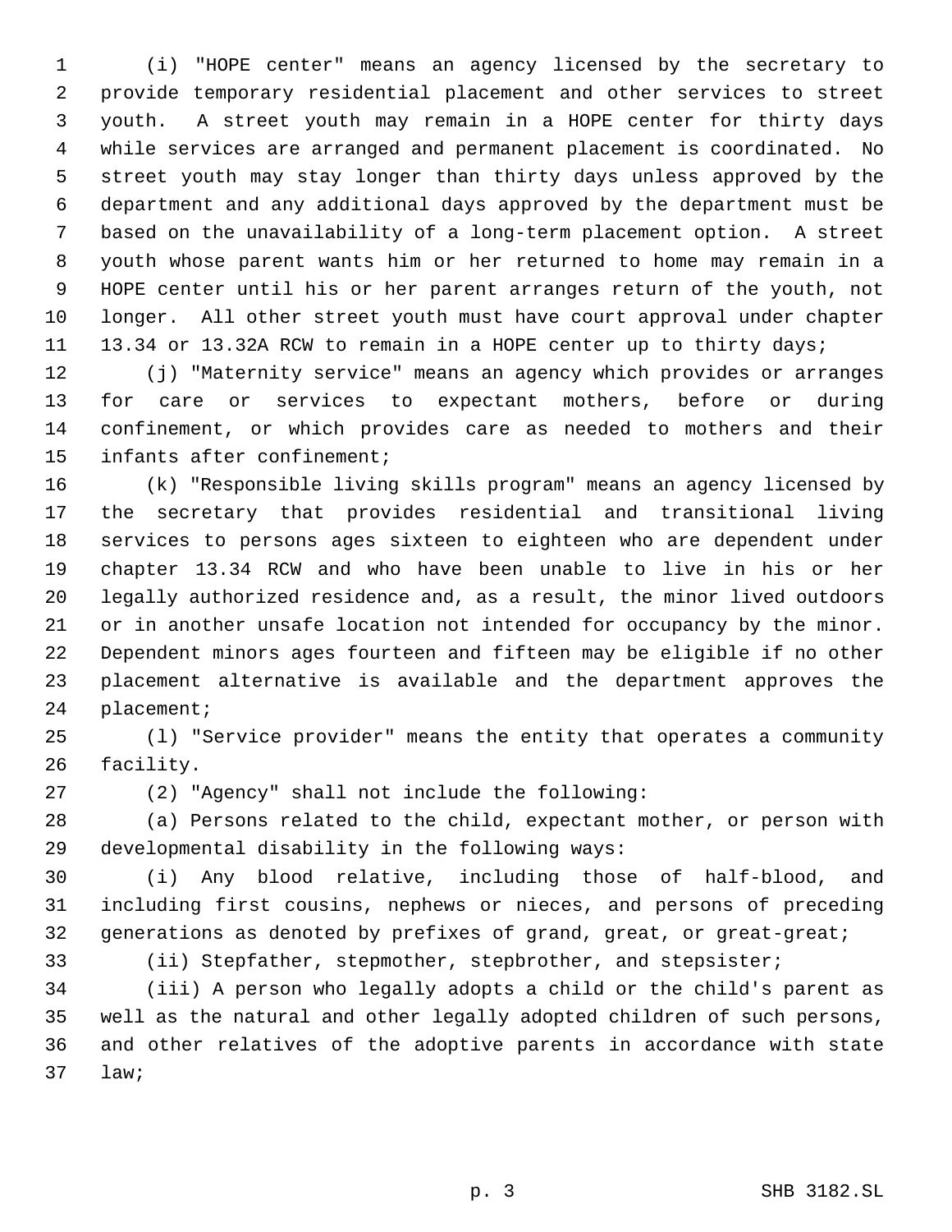(i) "HOPE center" means an agency licensed by the secretary to provide temporary residential placement and other services to street youth. A street youth may remain in a HOPE center for thirty days while services are arranged and permanent placement is coordinated. No street youth may stay longer than thirty days unless approved by the department and any additional days approved by the department must be based on the unavailability of a long-term placement option. A street youth whose parent wants him or her returned to home may remain in a HOPE center until his or her parent arranges return of the youth, not longer. All other street youth must have court approval under chapter 13.34 or 13.32A RCW to remain in a HOPE center up to thirty days;

(j) "Maternity service" means an agency which provides or arranges for care or services to expectant mothers, before or during confinement, or which provides care as needed to mothers and their infants after confinement;

(k) "Responsible living skills program" means an agency licensed by the secretary that provides residential and transitional living services to persons ages sixteen to eighteen who are dependent under chapter 13.34 RCW and who have been unable to live in his or her legally authorized residence and, as a result, the minor lived outdoors or in another unsafe location not intended for occupancy by the minor. Dependent minors ages fourteen and fifteen may be eligible if no other placement alternative is available and the department approves the placement;

(l) "Service provider" means the entity that operates a community facility.

(2) "Agency" shall not include the following:

(a) Persons related to the child, expectant mother, or person with developmental disability in the following ways:

(i) Any blood relative, including those of half-blood, and including first cousins, nephews or nieces, and persons of preceding generations as denoted by prefixes of grand, great, or great-great;

(ii) Stepfather, stepmother, stepbrother, and stepsister;

(iii) A person who legally adopts a child or the child's parent as well as the natural and other legally adopted children of such persons, and other relatives of the adoptive parents in accordance with state law;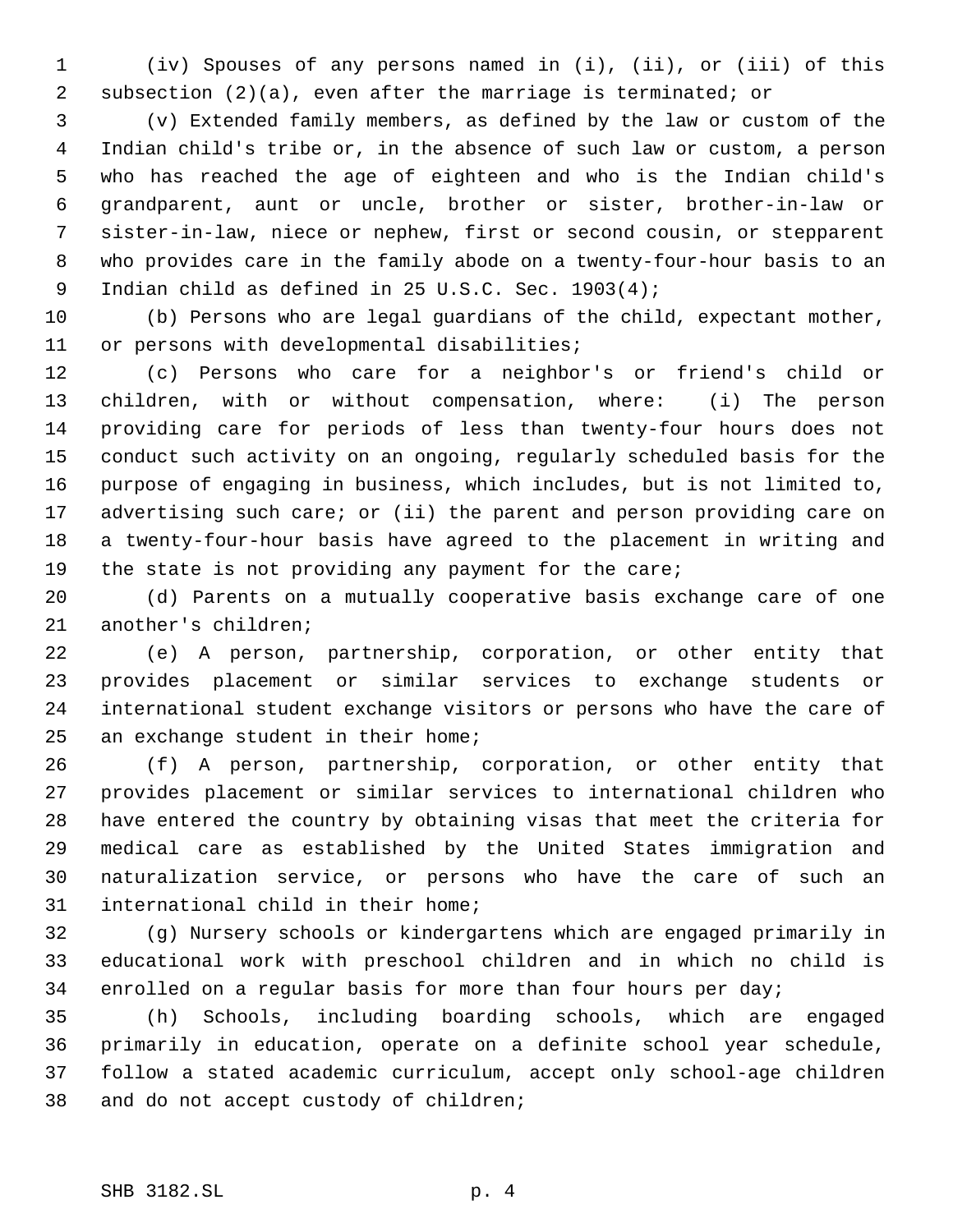(iv) Spouses of any persons named in (i), (ii), or (iii) of this subsection (2)(a), even after the marriage is terminated; or

(v) Extended family members, as defined by the law or custom of the Indian child's tribe or, in the absence of such law or custom, a person who has reached the age of eighteen and who is the Indian child's grandparent, aunt or uncle, brother or sister, brother-in-law or sister-in-law, niece or nephew, first or second cousin, or stepparent who provides care in the family abode on a twenty-four-hour basis to an Indian child as defined in 25 U.S.C. Sec. 1903(4);

(b) Persons who are legal guardians of the child, expectant mother, or persons with developmental disabilities;

(c) Persons who care for a neighbor's or friend's child or children, with or without compensation, where: (i) The person providing care for periods of less than twenty-four hours does not conduct such activity on an ongoing, regularly scheduled basis for the purpose of engaging in business, which includes, but is not limited to, advertising such care; or (ii) the parent and person providing care on a twenty-four-hour basis have agreed to the placement in writing and the state is not providing any payment for the care;

(d) Parents on a mutually cooperative basis exchange care of one another's children;

(e) A person, partnership, corporation, or other entity that provides placement or similar services to exchange students or international student exchange visitors or persons who have the care of an exchange student in their home;

(f) A person, partnership, corporation, or other entity that provides placement or similar services to international children who have entered the country by obtaining visas that meet the criteria for medical care as established by the United States immigration and naturalization service, or persons who have the care of such an international child in their home;

(g) Nursery schools or kindergartens which are engaged primarily in educational work with preschool children and in which no child is enrolled on a regular basis for more than four hours per day;

(h) Schools, including boarding schools, which are engaged primarily in education, operate on a definite school year schedule, follow a stated academic curriculum, accept only school-age children and do not accept custody of children;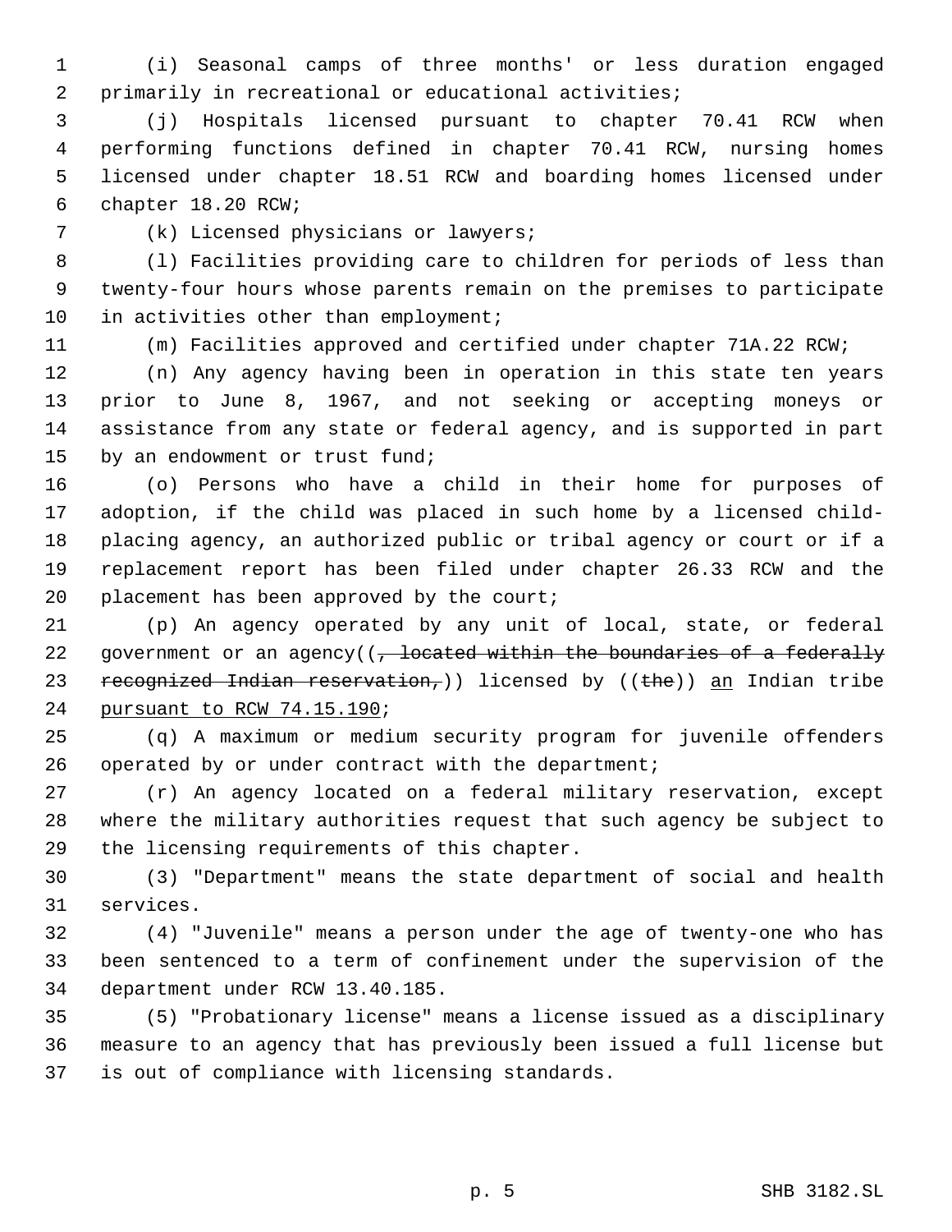(i) Seasonal camps of three months' or less duration engaged primarily in recreational or educational activities;

(j) Hospitals licensed pursuant to chapter 70.41 RCW when performing functions defined in chapter 70.41 RCW, nursing homes licensed under chapter 18.51 RCW and boarding homes licensed under chapter 18.20 RCW;

(k) Licensed physicians or lawyers;

(l) Facilities providing care to children for periods of less than twenty-four hours whose parents remain on the premises to participate in activities other than employment;

(m) Facilities approved and certified under chapter 71A.22 RCW;

(n) Any agency having been in operation in this state ten years prior to June 8, 1967, and not seeking or accepting moneys or assistance from any state or federal agency, and is supported in part by an endowment or trust fund;

(o) Persons who have a child in their home for purposes of adoption, if the child was placed in such home by a licensed child-placing agency, an authorized public or tribal agency or court or if a replacement report has been filed under chapter 26.33 RCW and the placement has been approved by the court;

(p) An agency operated by any unit of local, state, or federal government or an agency((~~, located within the boundaries of a federally recognized Indian reservation,~~)) licensed by ((~~the~~)) an Indian tribe pursuant to RCW 74.15.190;

(q) A maximum or medium security program for juvenile offenders operated by or under contract with the department;

(r) An agency located on a federal military reservation, except where the military authorities request that such agency be subject to the licensing requirements of this chapter.

(3) "Department" means the state department of social and health services.

(4) "Juvenile" means a person under the age of twenty-one who has been sentenced to a term of confinement under the supervision of the department under RCW 13.40.185.

(5) "Probationary license" means a license issued as a disciplinary measure to an agency that has previously been issued a full license but is out of compliance with licensing standards.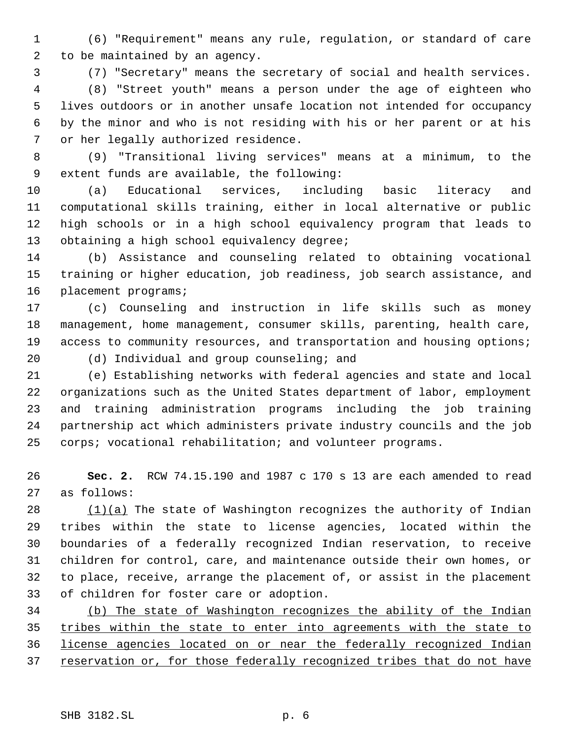(6) "Requirement" means any rule, regulation, or standard of care to be maintained by an agency.

(7) "Secretary" means the secretary of social and health services.

(8) "Street youth" means a person under the age of eighteen who lives outdoors or in another unsafe location not intended for occupancy by the minor and who is not residing with his or her parent or at his or her legally authorized residence.

(9) "Transitional living services" means at a minimum, to the extent funds are available, the following:

(a) Educational services, including basic literacy and computational skills training, either in local alternative or public high schools or in a high school equivalency program that leads to obtaining a high school equivalency degree;

(b) Assistance and counseling related to obtaining vocational training or higher education, job readiness, job search assistance, and placement programs;

(c) Counseling and instruction in life skills such as money management, home management, consumer skills, parenting, health care, access to community resources, and transportation and housing options;

(d) Individual and group counseling; and

(e) Establishing networks with federal agencies and state and local organizations such as the United States department of labor, employment and training administration programs including the job training partnership act which administers private industry councils and the job corps; vocational rehabilitation; and volunteer programs.

**Sec. 2.** RCW 74.15.190 and 1987 c 170 s 13 are each amended to read as follows:

<u>(1)(a)</u> The state of Washington recognizes the authority of Indian tribes within the state to license agencies, located within the boundaries of a federally recognized Indian reservation, to receive children for control, care, and maintenance outside their own homes, or to place, receive, arrange the placement of, or assist in the placement of children for foster care or adoption.

<u>(b) The state of Washington recognizes the ability of the Indian tribes within the state to enter into agreements with the state to license agencies located on or near the federally recognized Indian reservation or, for those federally recognized tribes that do not have</u>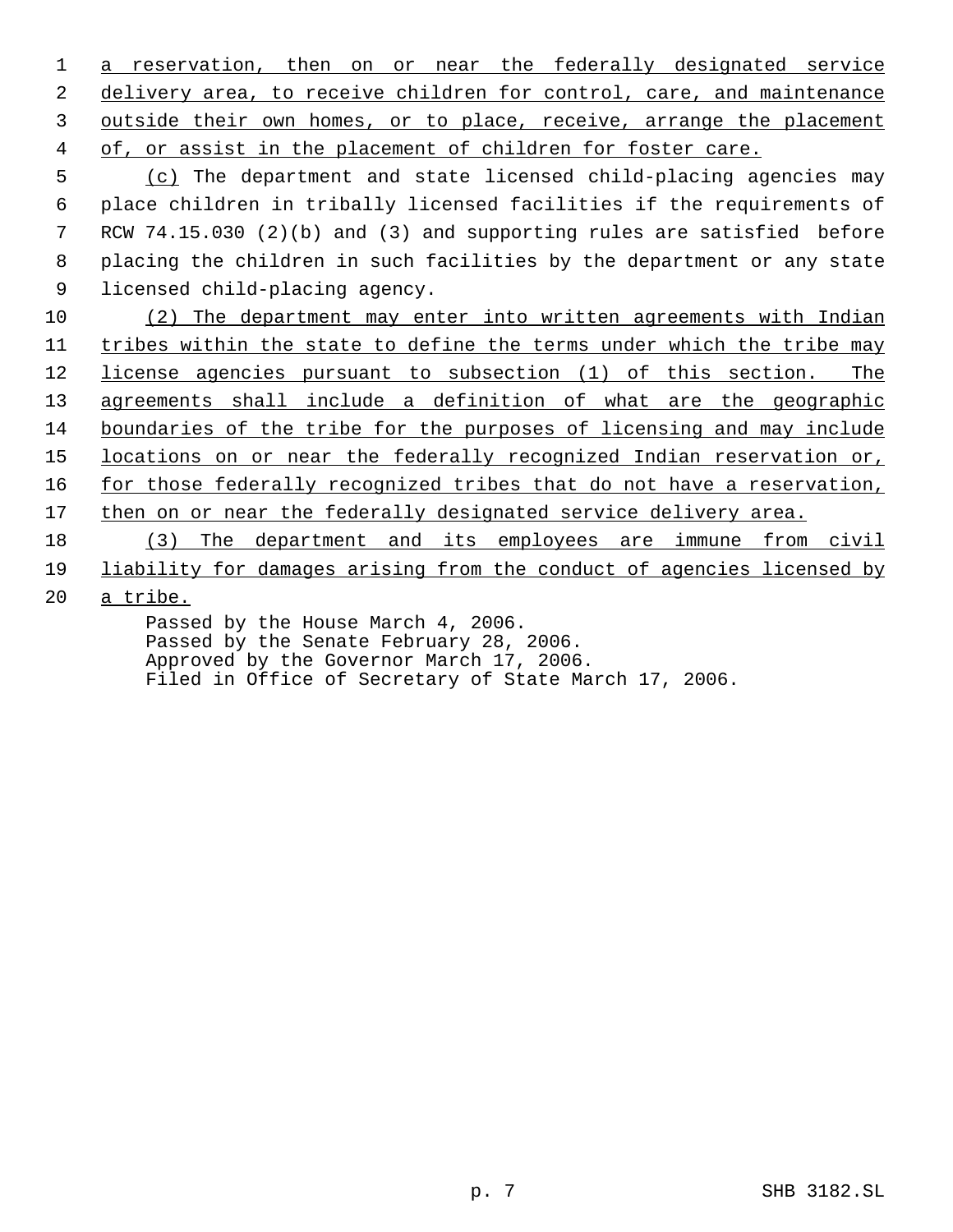a reservation, then on or near the federally designated service delivery area, to receive children for control, care, and maintenance outside their own homes, or to place, receive, arrange the placement of, or assist in the placement of children for foster care.

(c) The department and state licensed child-placing agencies may place children in tribally licensed facilities if the requirements of RCW 74.15.030 (2)(b) and (3) and supporting rules are satisfied before placing the children in such facilities by the department or any state licensed child-placing agency.

(2) The department may enter into written agreements with Indian tribes within the state to define the terms under which the tribe may license agencies pursuant to subsection (1) of this section. The agreements shall include a definition of what are the geographic boundaries of the tribe for the purposes of licensing and may include locations on or near the federally recognized Indian reservation or, for those federally recognized tribes that do not have a reservation, then on or near the federally designated service delivery area.

(3) The department and its employees are immune from civil liability for damages arising from the conduct of agencies licensed by a tribe.

Passed by the House March 4, 2006.
Passed by the Senate February 28, 2006.
Approved by the Governor March 17, 2006.
Filed in Office of Secretary of State March 17, 2006.